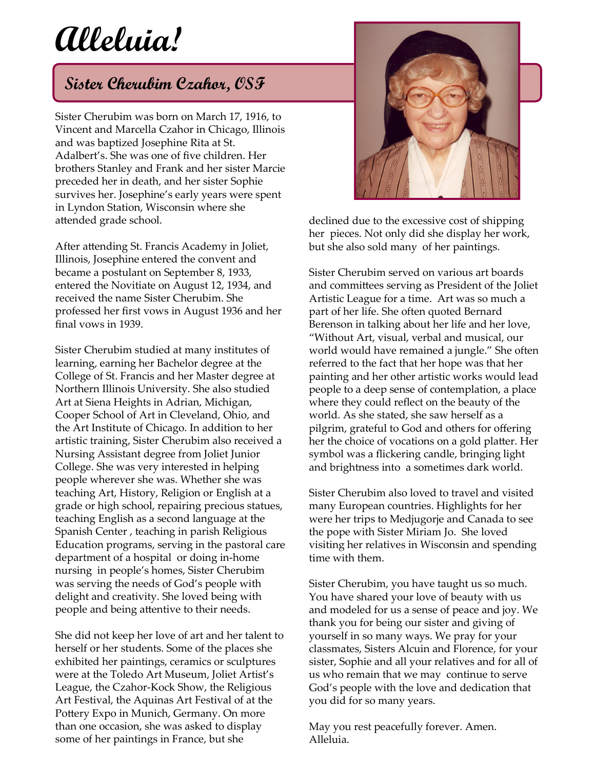# Alleluia!

## Sister Cherubim Czahor, OSF

Sister Cherubim was born on March 17, 1916, to Vincent and Marcella Czahor in Chicago, Illinois and was baptized Josephine Rita at St. Adalbert's. She was one of five children. Her brothers Stanley and Frank and her sister Marcie preceded her in death, and her sister Sophie survives her. Josephine's early years were spent in Lyndon Station, Wisconsin where she attended grade school.

After attending St. Francis Academy in Joliet, Illinois, Josephine entered the convent and became a postulant on September 8, 1933, entered the Novitiate on August 12, 1934, and received the name Sister Cherubim. She professed her first vows in August 1936 and her final vows in 1939.

Sister Cherubim studied at many institutes of learning, earning her Bachelor degree at the College of St. Francis and her Master degree at Northern Illinois University. She also studied Art at Siena Heights in Adrian, Michigan, Cooper School of Art in Cleveland, Ohio, and the Art Institute of Chicago. In addition to her artistic training, Sister Cherubim also received a Nursing Assistant degree from Joliet Junior College. She was very interested in helping people wherever she was. Whether she was teaching Art, History, Religion or English at a grade or high school, repairing precious statues, teaching English as a second language at the Spanish Center , teaching in parish Religious Education programs, serving in the pastoral care department of a hospital or doing in-home nursing in people's homes, Sister Cherubim was serving the needs of God's people with delight and creativity. She loved being with people and being attentive to their needs.

She did not keep her love of art and her talent to herself or her students. Some of the places she exhibited her paintings, ceramics or sculptures were at the Toledo Art Museum, Joliet Artist's League, the Czahor-Kock Show, the Religious Art Festival, the Aquinas Art Festival of at the Pottery Expo in Munich, Germany. On more than one occasion, she was asked to display some of her paintings in France, but she declined due to the excessive cost of shipping her pieces. Not only did she display her work, but she also sold many of her paintings.

Sister Cherubim served on various art boards and committees serving as President of the Joliet Artistic League for a time. Art was so much a part of her life. She often quoted Bernard Berenson in talking about her life and her love, "Without Art, visual, verbal and musical, our world would have remained a jungle." She often referred to the fact that her hope was that her painting and her other artistic works would lead people to a deep sense of contemplation, a place where they could reflect on the beauty of the world. As she stated, she saw herself as a pilgrim, grateful to God and others for offering her the choice of vocations on a gold platter. Her symbol was a flickering candle, bringing light and brightness into a sometimes dark world.

Sister Cherubim also loved to travel and visited many European countries. Highlights for her were her trips to Medjugorje and Canada to see the pope with Sister Miriam Jo. She loved visiting her relatives in Wisconsin and spending time with them.

Sister Cherubim, you have taught us so much. You have shared your love of beauty with us and modeled for us a sense of peace and joy. We thank you for being our sister and giving of yourself in so many ways. We pray for your classmates, Sisters Alcuin and Florence, for your sister, Sophie and all your relatives and for all of us who remain that we may continue to serve God's people with the love and dedication that you did for so many years.

May you rest peacefully forever. Amen.
Alleluia.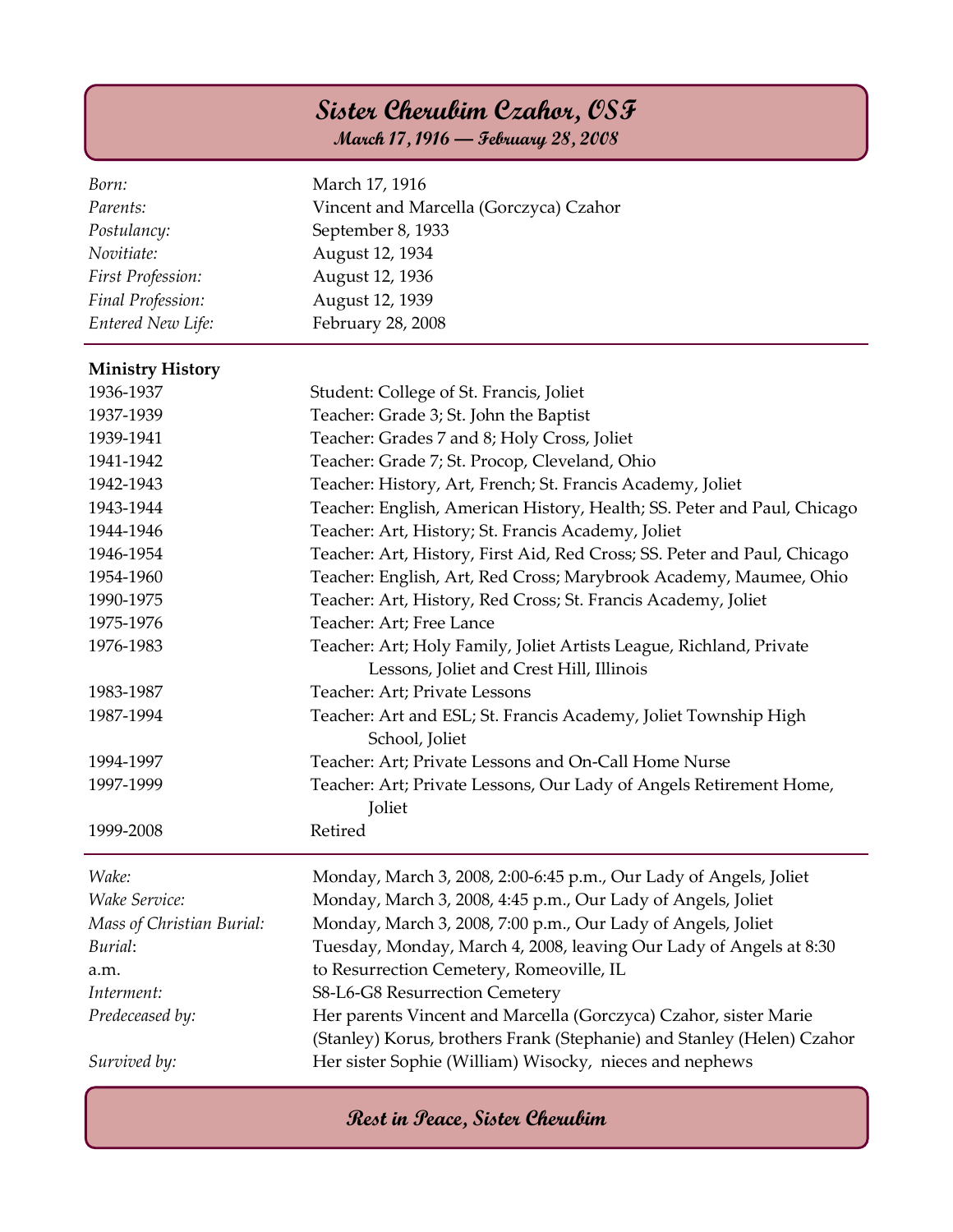## Sister Cherubim Czahor, OSF

**March 17, 1916 — February 28, 2008**

| | |
|---|---|
| *Born:* | March 17, 1916 |
| *Parents:* | Vincent and Marcella (Gorczyca) Czahor |
| *Postulancy:* | September 8, 1933 |
| *Novitiate:* | August 12, 1934 |
| *First Profession:* | August 12, 1936 |
| *Final Profession:* | August 12, 1939 |
| *Entered New Life:* | February 28, 2008 |

**Ministry History**

| | |
|---|---|
| 1936-1937 | Student: College of St. Francis, Joliet |
| 1937-1939 | Teacher: Grade 3; St. John the Baptist |
| 1939-1941 | Teacher: Grades 7 and 8; Holy Cross, Joliet |
| 1941-1942 | Teacher: Grade 7; St. Procop, Cleveland, Ohio |
| 1942-1943 | Teacher: History, Art, French; St. Francis Academy, Joliet |
| 1943-1944 | Teacher: English, American History, Health; SS. Peter and Paul, Chicago |
| 1944-1946 | Teacher: Art, History; St. Francis Academy, Joliet |
| 1946-1954 | Teacher: Art, History, First Aid, Red Cross; SS. Peter and Paul, Chicago |
| 1954-1960 | Teacher: English, Art, Red Cross; Marybrook Academy, Maumee, Ohio |
| 1990-1975 | Teacher: Art, History, Red Cross; St. Francis Academy, Joliet |
| 1975-1976 | Teacher: Art; Free Lance |
| 1976-1983 | Teacher: Art; Holy Family, Joliet Artists League, Richland, Private Lessons, Joliet and Crest Hill, Illinois |
| 1983-1987 | Teacher: Art; Private Lessons |
| 1987-1994 | Teacher: Art and ESL; St. Francis Academy, Joliet Township High School, Joliet |
| 1994-1997 | Teacher: Art; Private Lessons and On-Call Home Nurse |
| 1997-1999 | Teacher: Art; Private Lessons, Our Lady of Angels Retirement Home, Joliet |
| 1999-2008 | Retired |

| | |
|---|---|
| *Wake:* | Monday, March 3, 2008, 2:00-6:45 p.m., Our Lady of Angels, Joliet |
| *Wake Service:* | Monday, March 3, 2008, 4:45 p.m., Our Lady of Angels, Joliet |
| *Mass of Christian Burial:* | Monday, March 3, 2008, 7:00 p.m., Our Lady of Angels, Joliet |
| *Burial*: | Tuesday, Monday, March 4, 2008, leaving Our Lady of Angels at 8:30 a.m. to Resurrection Cemetery, Romeoville, IL |
| *Interment:* | S8-L6-G8 Resurrection Cemetery |
| *Predeceased by:* | Her parents Vincent and Marcella (Gorczyca) Czahor, sister Marie (Stanley) Korus, brothers Frank (Stephanie) and Stanley (Helen) Czahor |
| *Survived by:* | Her sister Sophie (William) Wisocky, nieces and nephews |

**Rest in Peace, Sister Cherubim**